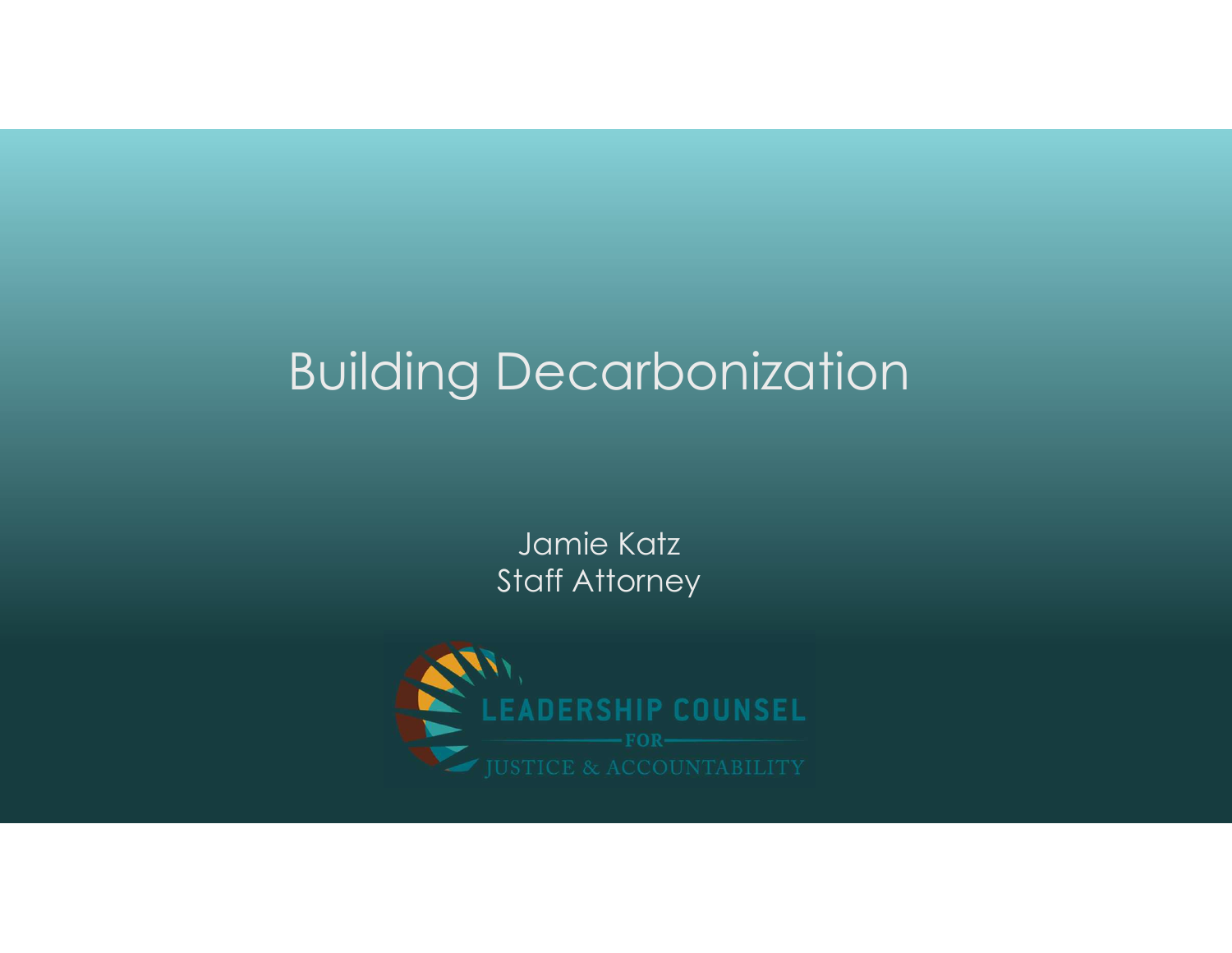# Building Decarbonization

Jamie Katz
Staff Attorney

LEADERSHIP COUNSEL
FOR
JUSTICE & ACCOUNTABILITY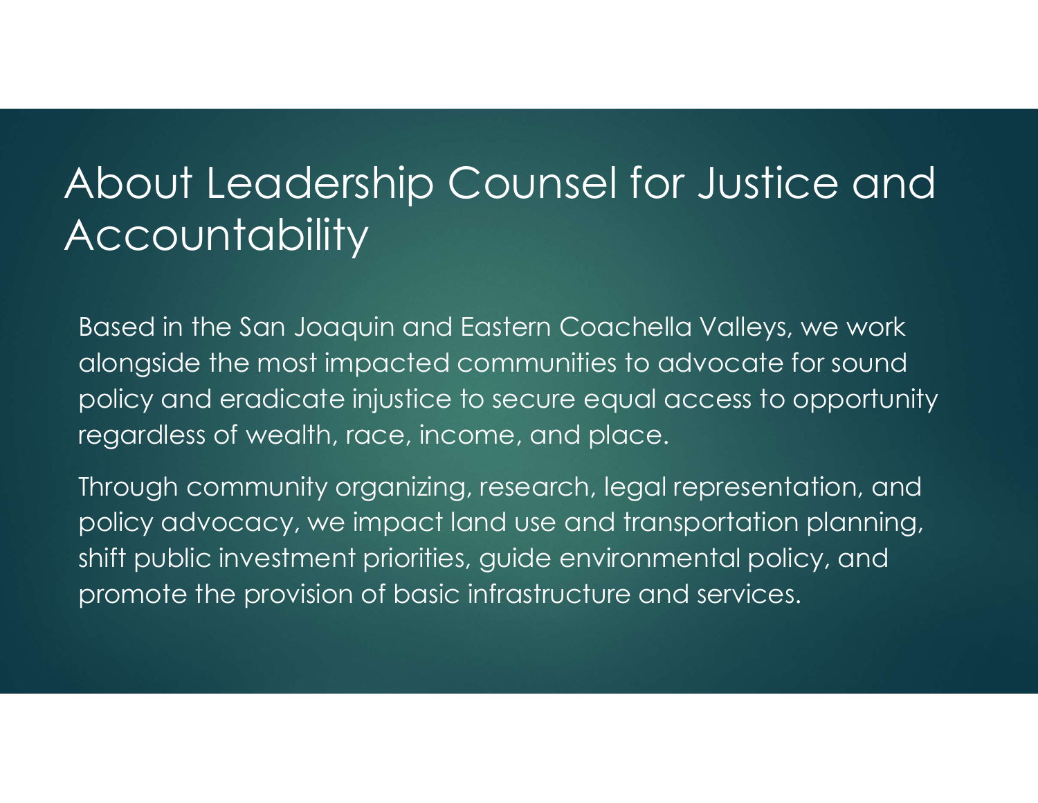# About Leadership Counsel for Justice and Accountability

Based in the San Joaquin and Eastern Coachella Valleys, we work alongside the most impacted communities to advocate for sound policy and eradicate injustice to secure equal access to opportunity regardless of wealth, race, income, and place.

Through community organizing, research, legal representation, and policy advocacy, we impact land use and transportation planning, shift public investment priorities, guide environmental policy, and promote the provision of basic infrastructure and services.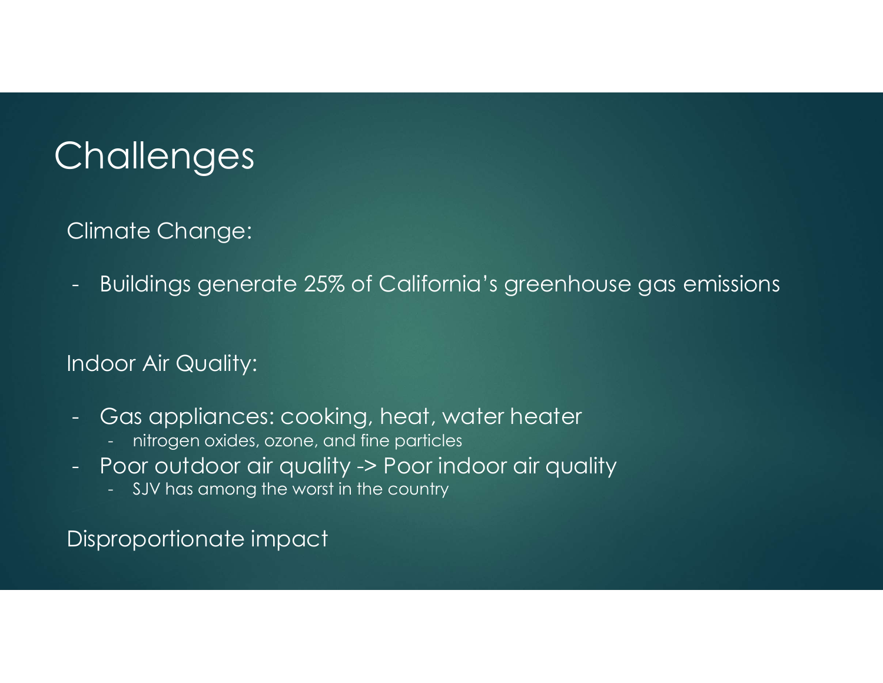# Challenges

Climate Change:

- Buildings generate 25% of California's greenhouse gas emissions

Indoor Air Quality:

- Gas appliances: cooking, heat, water heater
    - nitrogen oxides, ozone, and fine particles
- Poor outdoor air quality -> Poor indoor air quality
    - SJV has among the worst in the country

Disproportionate impact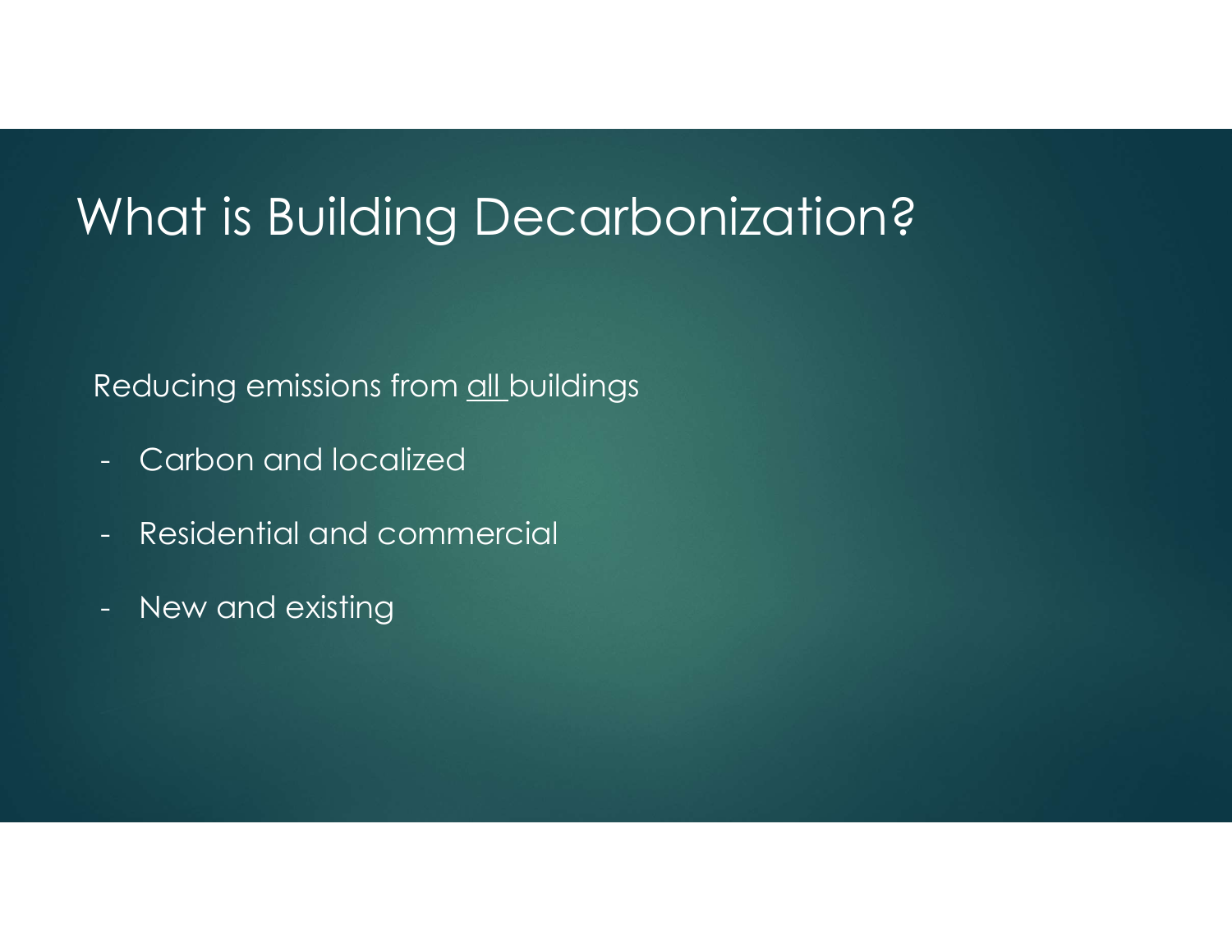# What is Building Decarbonization?

Reducing emissions from <u>all</u> buildings

- Carbon and localized
- Residential and commercial
- New and existing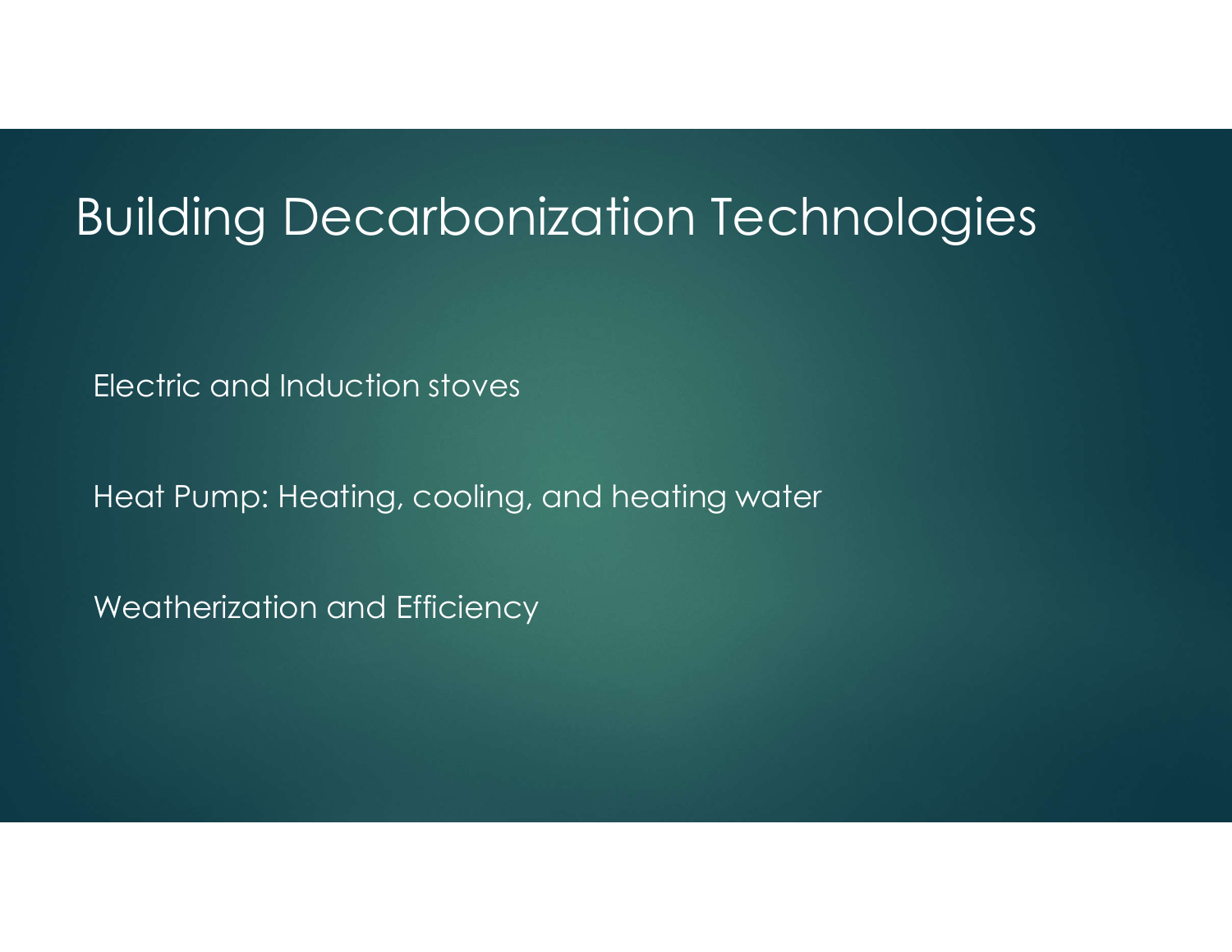# Building Decarbonization Technologies

Electric and Induction stoves

Heat Pump: Heating, cooling, and heating water

Weatherization and Efficiency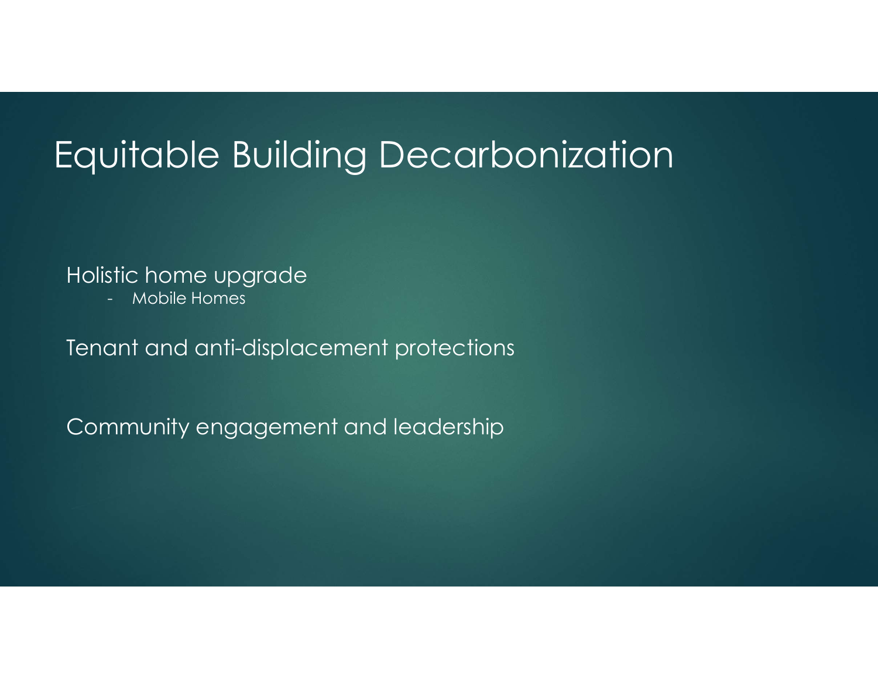# Equitable Building Decarbonization

Holistic home upgrade

- Mobile Homes

Tenant and anti-displacement protections

Community engagement and leadership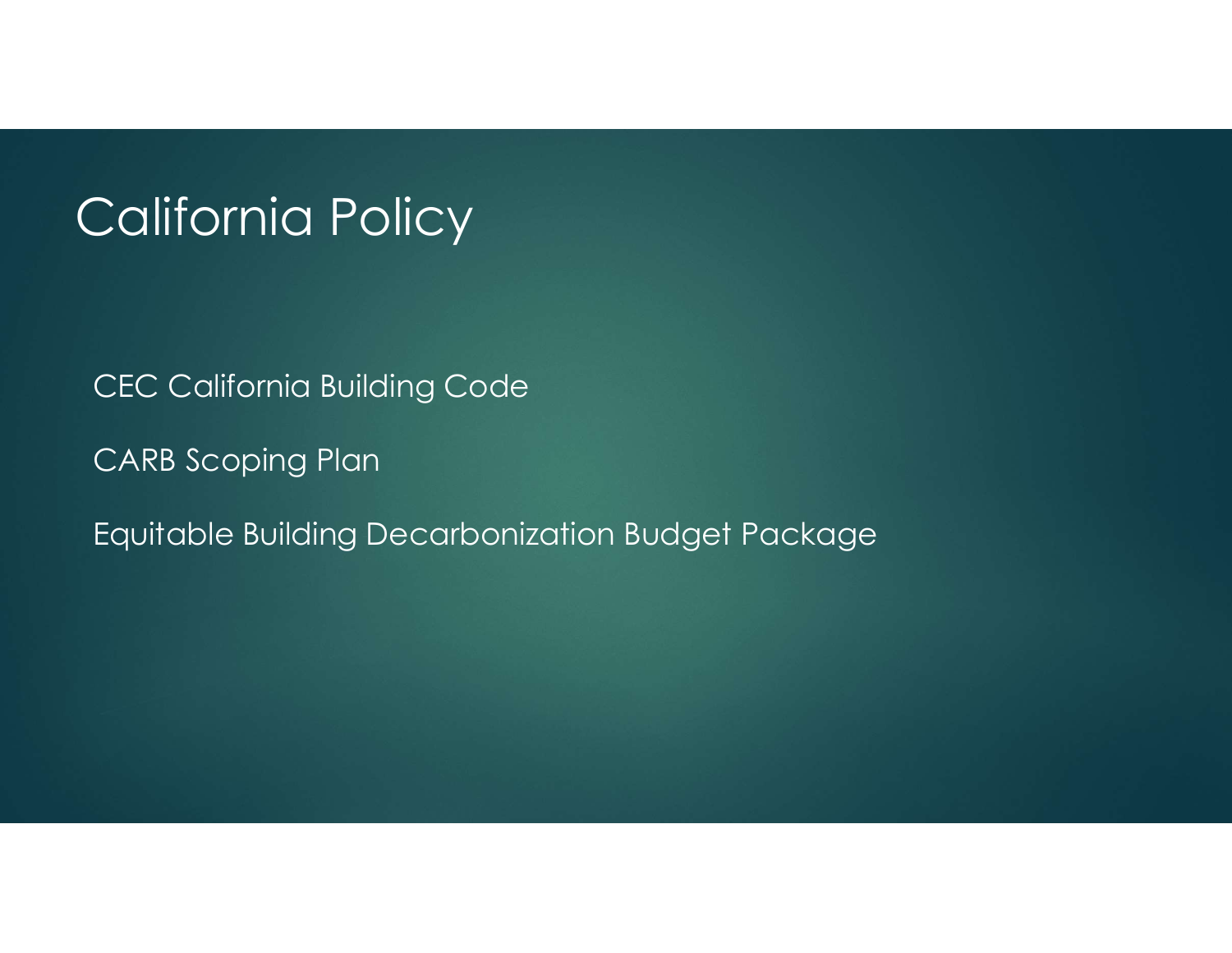# California Policy

CEC California Building Code

CARB Scoping Plan

Equitable Building Decarbonization Budget Package